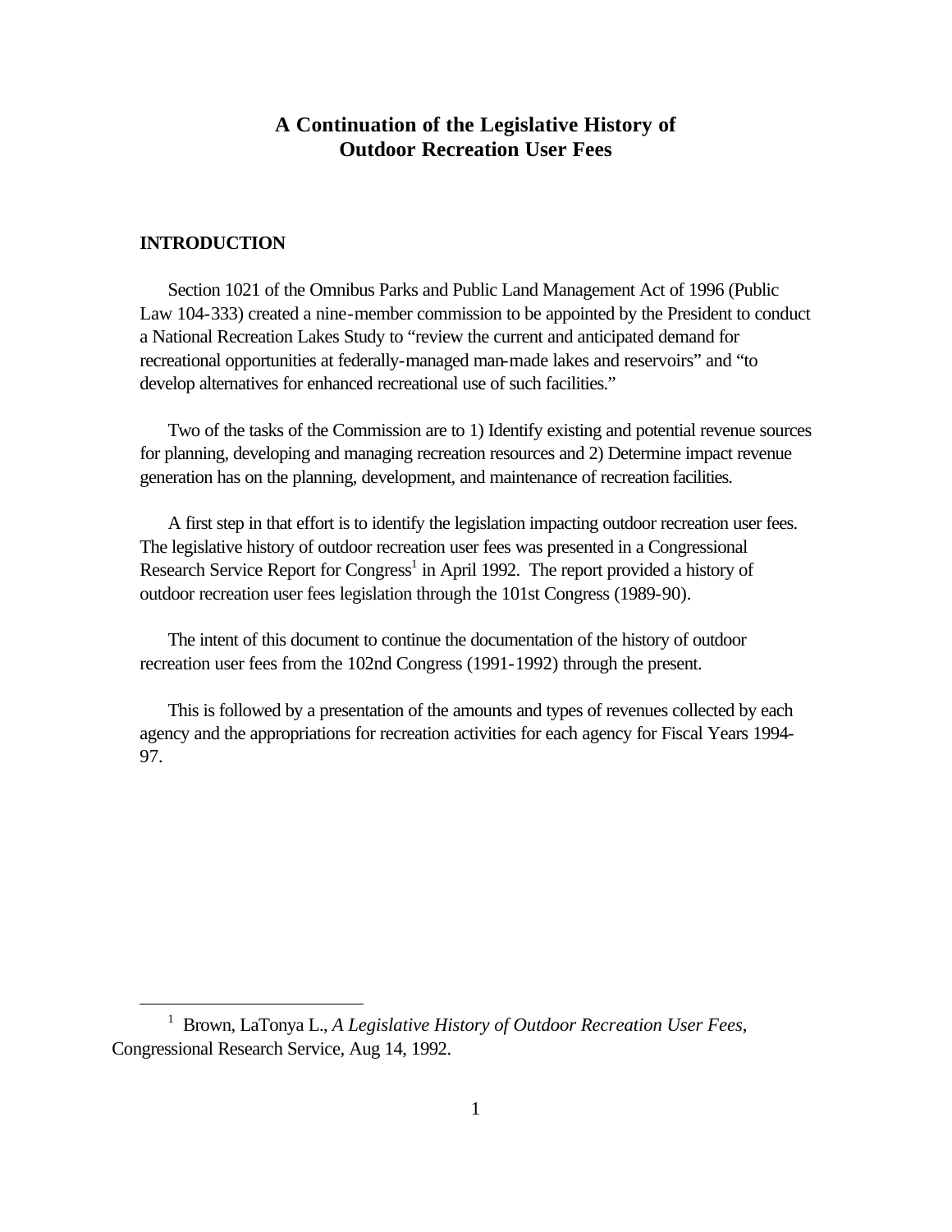# A Continuation of the Legislative History of Outdoor Recreation User Fees

## INTRODUCTION

Section 1021 of the Omnibus Parks and Public Land Management Act of 1996 (Public Law 104-333) created a nine-member commission to be appointed by the President to conduct a National Recreation Lakes Study to "review the current and anticipated demand for recreational opportunities at federally-managed man-made lakes and reservoirs" and "to develop alternatives for enhanced recreational use of such facilities."

Two of the tasks of the Commission are to 1) Identify existing and potential revenue sources for planning, developing and managing recreation resources and 2) Determine impact revenue generation has on the planning, development, and maintenance of recreation facilities.

A first step in that effort is to identify the legislation impacting outdoor recreation user fees. The legislative history of outdoor recreation user fees was presented in a Congressional Research Service Report for Congress[1] in April 1992. The report provided a history of outdoor recreation user fees legislation through the 101st Congress (1989-90).

The intent of this document to continue the documentation of the history of outdoor recreation user fees from the 102nd Congress (1991-1992) through the present.

This is followed by a presentation of the amounts and types of revenues collected by each agency and the appropriations for recreation activities for each agency for Fiscal Years 1994-97.

---

[1] Brown, LaTonya L., *A Legislative History of Outdoor Recreation User Fees*, Congressional Research Service, Aug 14, 1992.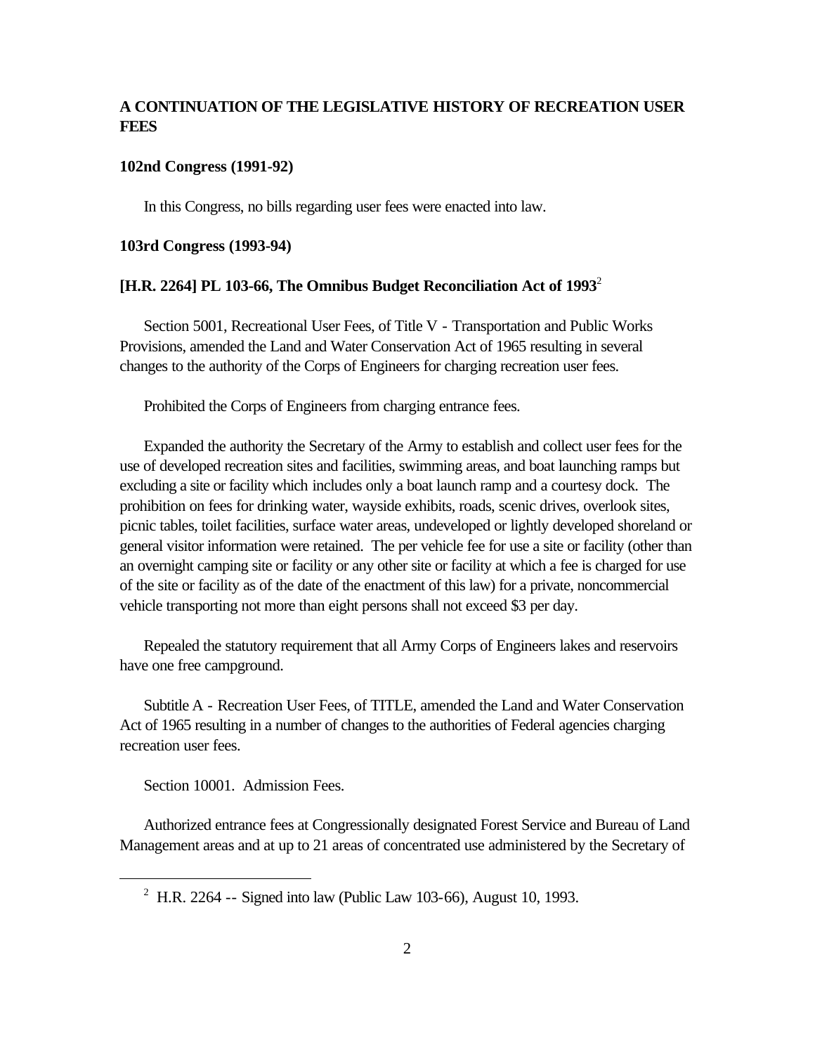## A CONTINUATION OF THE LEGISLATIVE HISTORY OF RECREATION USER FEES

### 102nd Congress (1991-92)

In this Congress, no bills regarding user fees were enacted into law.

### 103rd Congress (1993-94)

#### [H.R. 2264] PL 103-66, The Omnibus Budget Reconciliation Act of 1993[2]

Section 5001, Recreational User Fees, of Title V - Transportation and Public Works Provisions, amended the Land and Water Conservation Act of 1965 resulting in several changes to the authority of the Corps of Engineers for charging recreation user fees.

Prohibited the Corps of Engineers from charging entrance fees.

Expanded the authority the Secretary of the Army to establish and collect user fees for the use of developed recreation sites and facilities, swimming areas, and boat launching ramps but excluding a site or facility which includes only a boat launch ramp and a courtesy dock. The prohibition on fees for drinking water, wayside exhibits, roads, scenic drives, overlook sites, picnic tables, toilet facilities, surface water areas, undeveloped or lightly developed shoreland or general visitor information were retained. The per vehicle fee for use a site or facility (other than an overnight camping site or facility or any other site or facility at which a fee is charged for use of the site or facility as of the date of the enactment of this law) for a private, noncommercial vehicle transporting not more than eight persons shall not exceed $3 per day.

Repealed the statutory requirement that all Army Corps of Engineers lakes and reservoirs have one free campground.

Subtitle A - Recreation User Fees, of TITLE, amended the Land and Water Conservation Act of 1965 resulting in a number of changes to the authorities of Federal agencies charging recreation user fees.

Section 10001. Admission Fees.

Authorized entrance fees at Congressionally designated Forest Service and Bureau of Land Management areas and at up to 21 areas of concentrated use administered by the Secretary of

---

[2] H.R. 2264 -- Signed into law (Public Law 103-66), August 10, 1993.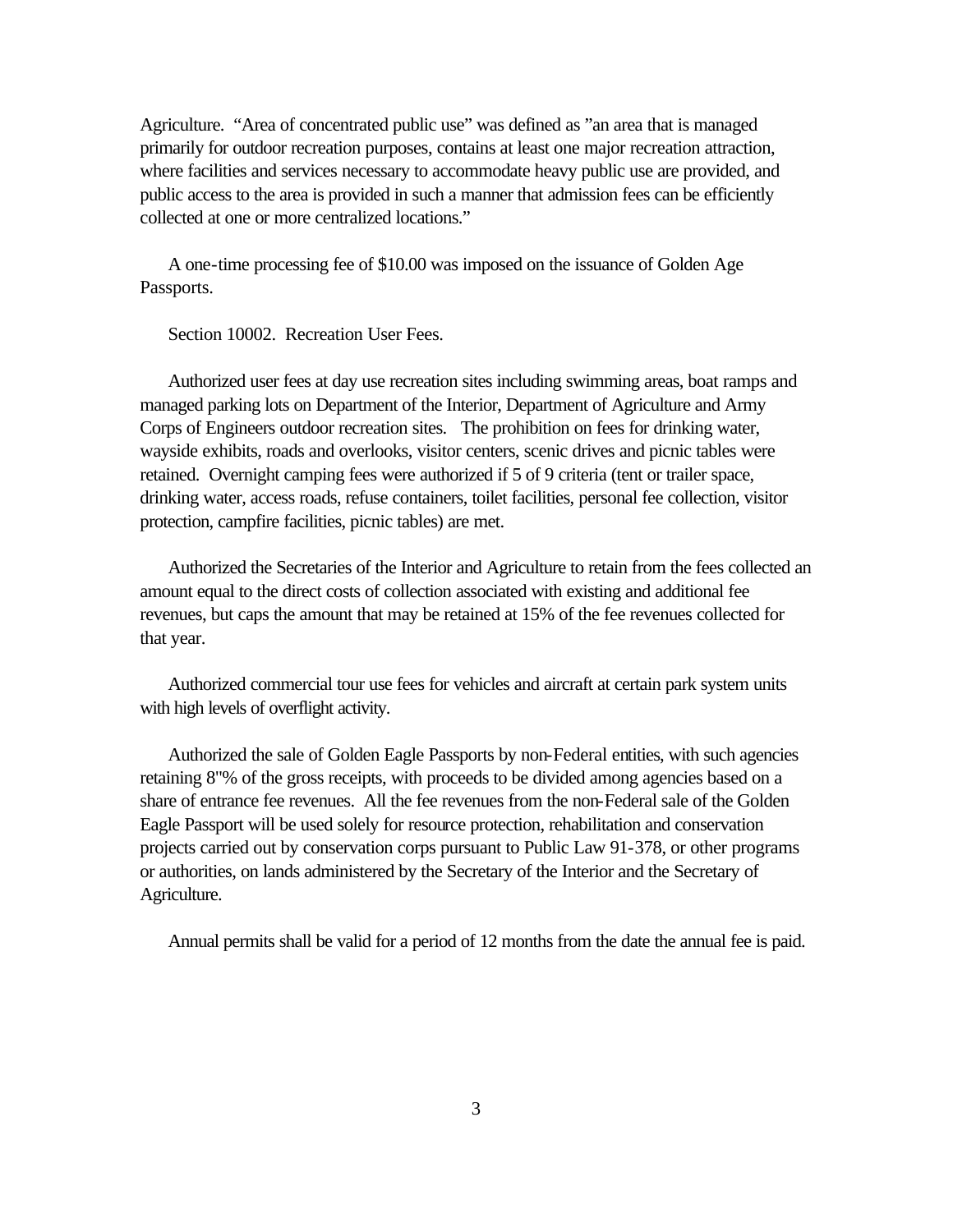Agriculture. "Area of concentrated public use" was defined as "an area that is managed primarily for outdoor recreation purposes, contains at least one major recreation attraction, where facilities and services necessary to accommodate heavy public use are provided, and public access to the area is provided in such a manner that admission fees can be efficiently collected at one or more centralized locations."

A one-time processing fee of $10.00 was imposed on the issuance of Golden Age Passports.

Section 10002. Recreation User Fees.

Authorized user fees at day use recreation sites including swimming areas, boat ramps and managed parking lots on Department of the Interior, Department of Agriculture and Army Corps of Engineers outdoor recreation sites. The prohibition on fees for drinking water, wayside exhibits, roads and overlooks, visitor centers, scenic drives and picnic tables were retained. Overnight camping fees were authorized if 5 of 9 criteria (tent or trailer space, drinking water, access roads, refuse containers, toilet facilities, personal fee collection, visitor protection, campfire facilities, picnic tables) are met.

Authorized the Secretaries of the Interior and Agriculture to retain from the fees collected an amount equal to the direct costs of collection associated with existing and additional fee revenues, but caps the amount that may be retained at 15% of the fee revenues collected for that year.

Authorized commercial tour use fees for vehicles and aircraft at certain park system units with high levels of overflight activity.

Authorized the sale of Golden Eagle Passports by non-Federal entities, with such agencies retaining 8"% of the gross receipts, with proceeds to be divided among agencies based on a share of entrance fee revenues. All the fee revenues from the non-Federal sale of the Golden Eagle Passport will be used solely for resource protection, rehabilitation and conservation projects carried out by conservation corps pursuant to Public Law 91-378, or other programs or authorities, on lands administered by the Secretary of the Interior and the Secretary of Agriculture.

Annual permits shall be valid for a period of 12 months from the date the annual fee is paid.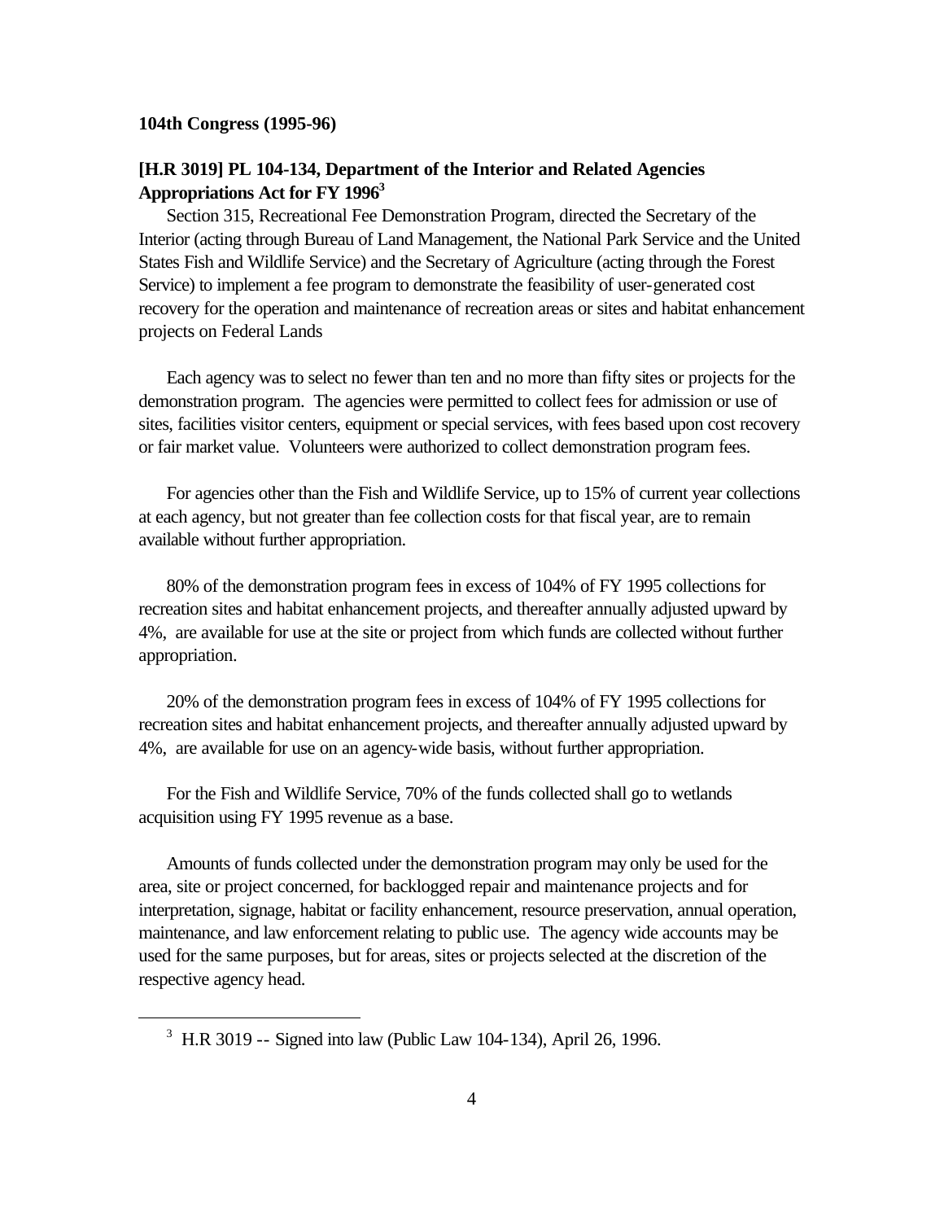**104th Congress (1995-96)**

**[H.R 3019] PL 104-134, Department of the Interior and Related Agencies Appropriations Act for FY 1996[3]**

Section 315, Recreational Fee Demonstration Program, directed the Secretary of the Interior (acting through Bureau of Land Management, the National Park Service and the United States Fish and Wildlife Service) and the Secretary of Agriculture (acting through the Forest Service) to implement a fee program to demonstrate the feasibility of user-generated cost recovery for the operation and maintenance of recreation areas or sites and habitat enhancement projects on Federal Lands

Each agency was to select no fewer than ten and no more than fifty sites or projects for the demonstration program. The agencies were permitted to collect fees for admission or use of sites, facilities visitor centers, equipment or special services, with fees based upon cost recovery or fair market value. Volunteers were authorized to collect demonstration program fees.

For agencies other than the Fish and Wildlife Service, up to 15% of current year collections at each agency, but not greater than fee collection costs for that fiscal year, are to remain available without further appropriation.

80% of the demonstration program fees in excess of 104% of FY 1995 collections for recreation sites and habitat enhancement projects, and thereafter annually adjusted upward by 4%, are available for use at the site or project from which funds are collected without further appropriation.

20% of the demonstration program fees in excess of 104% of FY 1995 collections for recreation sites and habitat enhancement projects, and thereafter annually adjusted upward by 4%, are available for use on an agency-wide basis, without further appropriation.

For the Fish and Wildlife Service, 70% of the funds collected shall go to wetlands acquisition using FY 1995 revenue as a base.

Amounts of funds collected under the demonstration program may only be used for the area, site or project concerned, for backlogged repair and maintenance projects and for interpretation, signage, habitat or facility enhancement, resource preservation, annual operation, maintenance, and law enforcement relating to public use. The agency wide accounts may be used for the same purposes, but for areas, sites or projects selected at the discretion of the respective agency head.

---

[3] H.R 3019 -- Signed into law (Public Law 104-134), April 26, 1996.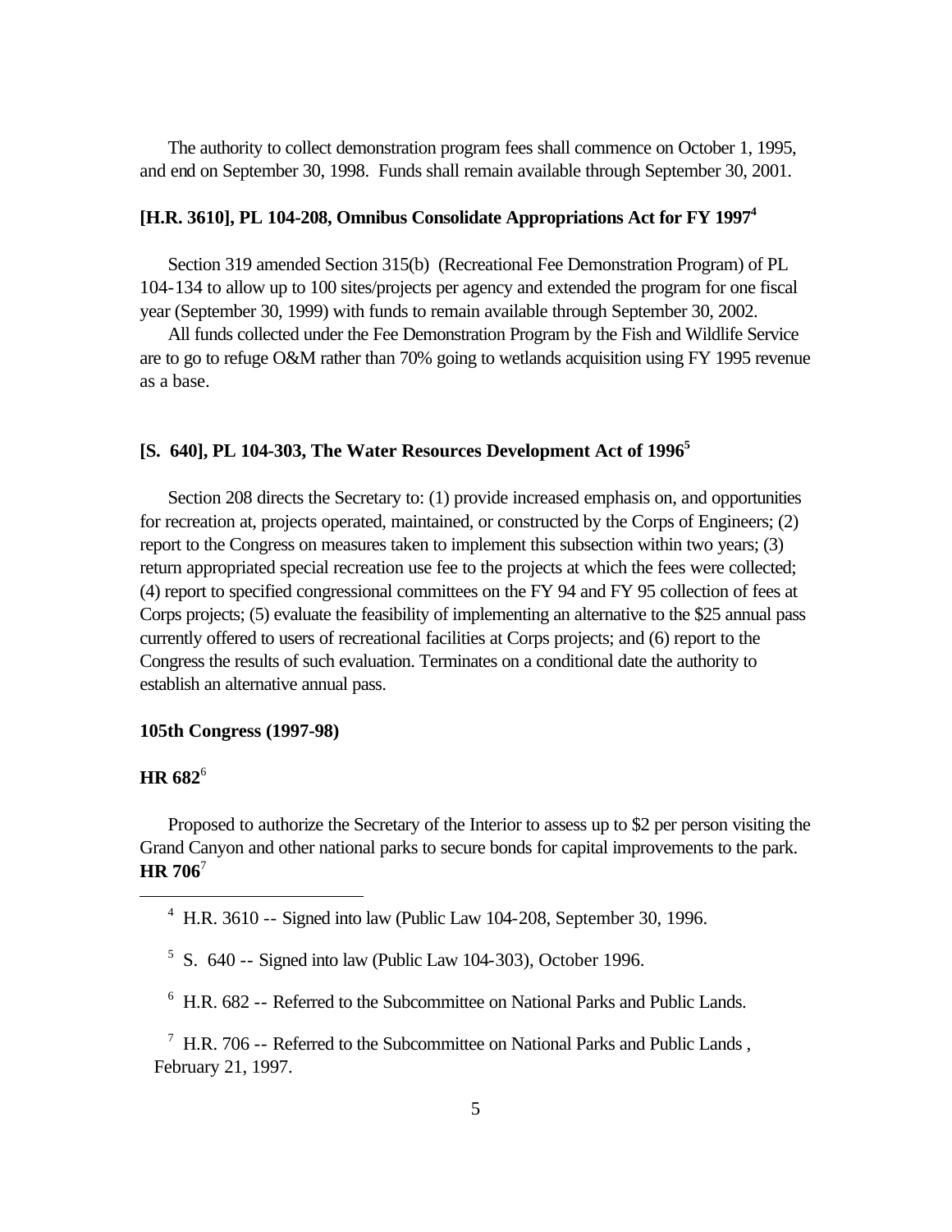The authority to collect demonstration program fees shall commence on October 1, 1995, and end on September 30, 1998. Funds shall remain available through September 30, 2001.

**[H.R. 3610], PL 104-208, Omnibus Consolidate Appropriations Act for FY 1997[4]**

Section 319 amended Section 315(b) (Recreational Fee Demonstration Program) of PL 104-134 to allow up to 100 sites/projects per agency and extended the program for one fiscal year (September 30, 1999) with funds to remain available through September 30, 2002.

All funds collected under the Fee Demonstration Program by the Fish and Wildlife Service are to go to refuge O&M rather than 70% going to wetlands acquisition using FY 1995 revenue as a base.

**[S. 640], PL 104-303, The Water Resources Development Act of 1996[5]**

Section 208 directs the Secretary to: (1) provide increased emphasis on, and opportunities for recreation at, projects operated, maintained, or constructed by the Corps of Engineers; (2) report to the Congress on measures taken to implement this subsection within two years; (3) return appropriated special recreation use fee to the projects at which the fees were collected; (4) report to specified congressional committees on the FY 94 and FY 95 collection of fees at Corps projects; (5) evaluate the feasibility of implementing an alternative to the $25 annual pass currently offered to users of recreational facilities at Corps projects; and (6) report to the Congress the results of such evaluation. Terminates on a conditional date the authority to establish an alternative annual pass.

**105th Congress (1997-98)**

**HR 682**[6]

Proposed to authorize the Secretary of the Interior to assess up to $2 per person visiting the Grand Canyon and other national parks to secure bonds for capital improvements to the park.

**HR 706**[7]

---

[4] H.R. 3610 -- Signed into law (Public Law 104-208, September 30, 1996.

[5] S. 640 -- Signed into law (Public Law 104-303), October 1996.

[6] H.R. 682 -- Referred to the Subcommittee on National Parks and Public Lands.

[7] H.R. 706 -- Referred to the Subcommittee on National Parks and Public Lands , February 21, 1997.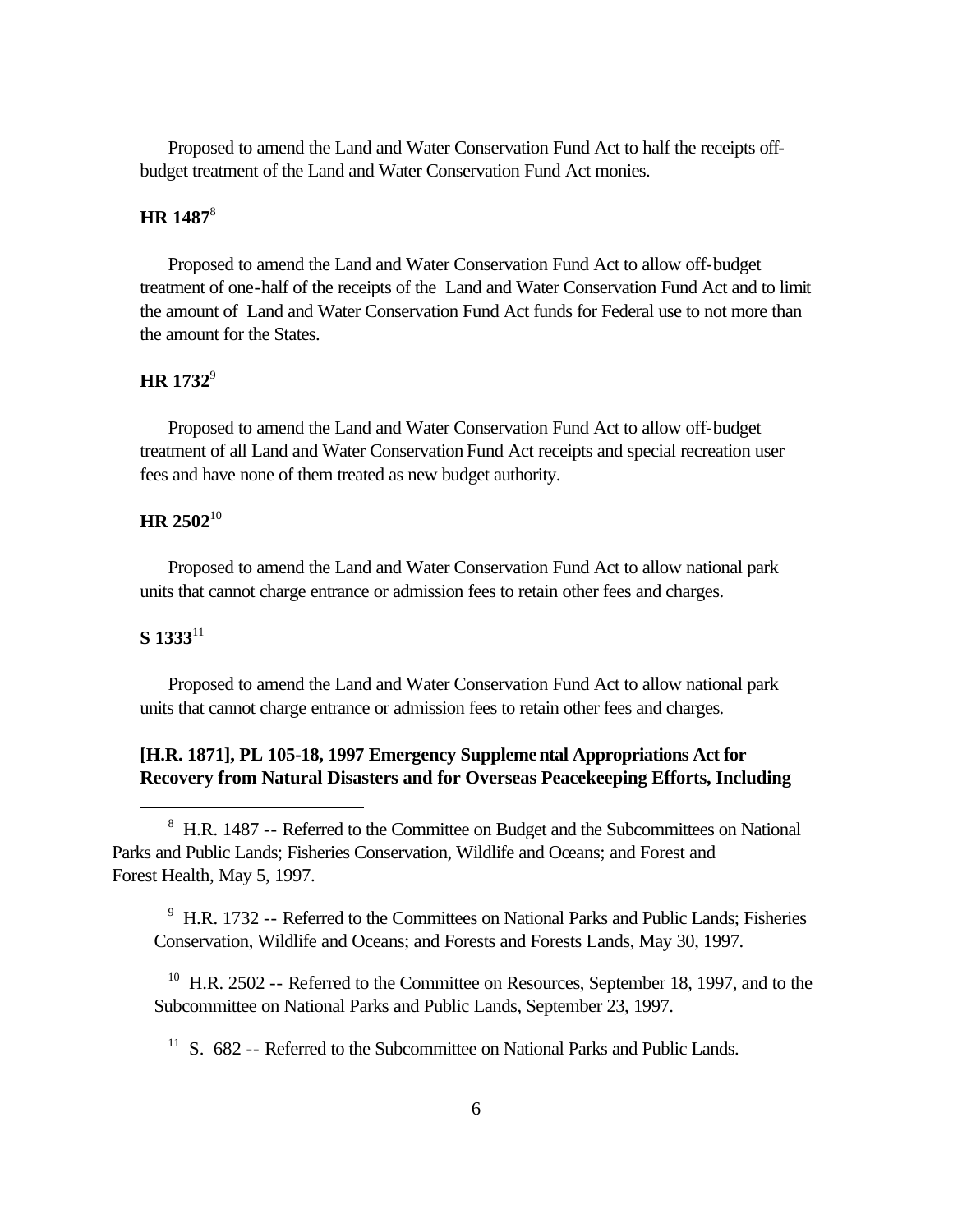Proposed to amend the Land and Water Conservation Fund Act to half the receipts off-budget treatment of the Land and Water Conservation Fund Act monies.

**HR 1487**[8]

Proposed to amend the Land and Water Conservation Fund Act to allow off-budget treatment of one-half of the receipts of the Land and Water Conservation Fund Act and to limit the amount of Land and Water Conservation Fund Act funds for Federal use to not more than the amount for the States.

**HR 1732**[9]

Proposed to amend the Land and Water Conservation Fund Act to allow off-budget treatment of all Land and Water Conservation Fund Act receipts and special recreation user fees and have none of them treated as new budget authority.

**HR 2502**[10]

Proposed to amend the Land and Water Conservation Fund Act to allow national park units that cannot charge entrance or admission fees to retain other fees and charges.

**S 1333**[11]

Proposed to amend the Land and Water Conservation Fund Act to allow national park units that cannot charge entrance or admission fees to retain other fees and charges.

**[H.R. 1871], PL 105-18, 1997 Emergency Supplemental Appropriations Act for Recovery from Natural Disasters and for Overseas Peacekeeping Efforts, Including**

---

[8] H.R. 1487 -- Referred to the Committee on Budget and the Subcommittees on National Parks and Public Lands; Fisheries Conservation, Wildlife and Oceans; and Forest and Forest Health, May 5, 1997.

[9] H.R. 1732 -- Referred to the Committees on National Parks and Public Lands; Fisheries Conservation, Wildlife and Oceans; and Forests and Forests Lands, May 30, 1997.

[10] H.R. 2502 -- Referred to the Committee on Resources, September 18, 1997, and to the Subcommittee on National Parks and Public Lands, September 23, 1997.

[11] S. 682 -- Referred to the Subcommittee on National Parks and Public Lands.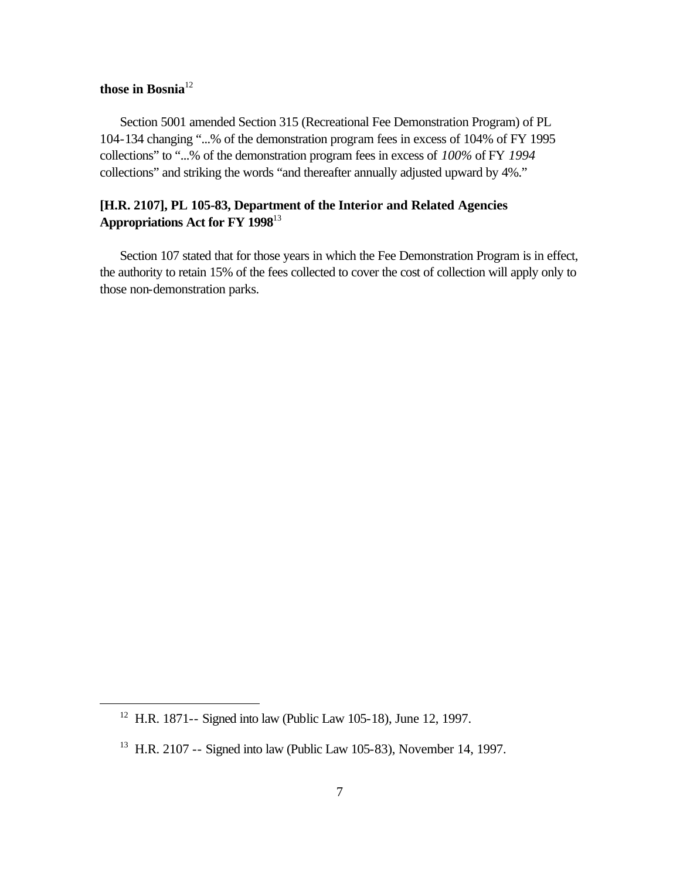**those in Bosnia**[12]

Section 5001 amended Section 315 (Recreational Fee Demonstration Program) of PL 104-134 changing "...% of the demonstration program fees in excess of 104% of FY 1995 collections" to "...% of the demonstration program fees in excess of *100%* of FY *1994* collections" and striking the words "and thereafter annually adjusted upward by 4%."

**[H.R. 2107], PL 105-83, Department of the Interior and Related Agencies Appropriations Act for FY 1998**[13]

Section 107 stated that for those years in which the Fee Demonstration Program is in effect, the authority to retain 15% of the fees collected to cover the cost of collection will apply only to those non-demonstration parks.

---

[12] H.R. 1871-- Signed into law (Public Law 105-18), June 12, 1997.

[13] H.R. 2107 -- Signed into law (Public Law 105-83), November 14, 1997.